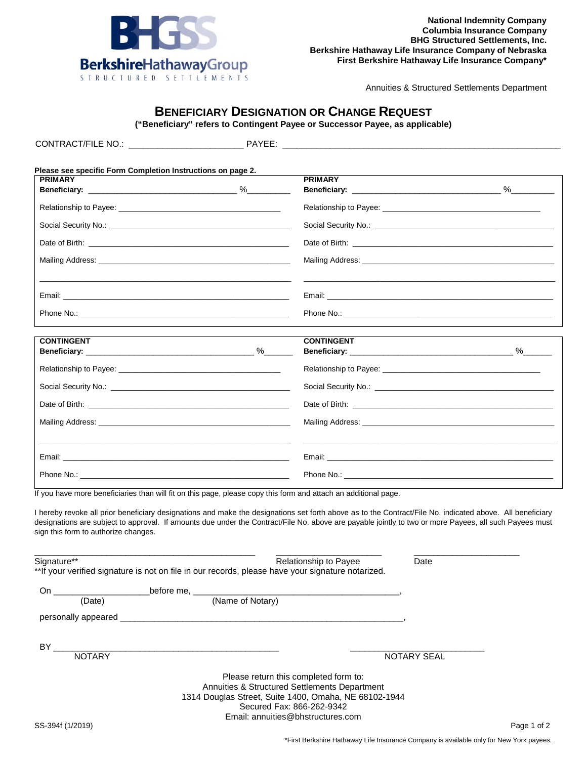BHGSS

BerkshireHathawayGroup

STRUCTURED SETTLEMENTS

**National Indemnity Company**
**Columbia Insurance Company**
**BHG Structured Settlements, Inc.**
**Berkshire Hathaway Life Insurance Company of Nebraska**
**First Berkshire Hathaway Life Insurance Company***

Annuities & Structured Settlements Department

# BENEFICIARY DESIGNATION OR CHANGE REQUEST

**("Beneficiary" refers to Contingent Payee or Successor Payee, as applicable)**

CONTRACT/FILE NO.: ______________________ PAYEE: ________________________________________________________

**Please see specific Form Completion Instructions on page 2.**

| **PRIMARY** | **PRIMARY** |
|---|---|
| **Beneficiary:** ________________________________ %_________ | **Beneficiary:** ________________________________ %_________ |
| Relationship to Payee: ____________________________________ | Relationship to Payee: ____________________________________ |
| Social Security No.: ______________________________________ | Social Security No.: ______________________________________ |
| Date of Birth: ___________________________________________ | Date of Birth: ___________________________________________ |
| Mailing Address: _________________________________________ | Mailing Address: _________________________________________ |
| __________________________________________________________ | __________________________________________________________ |
| Email: __________________________________________________ | Email: __________________________________________________ |
| Phone No.: ______________________________________________ | Phone No.: ______________________________________________ |

| **CONTINGENT** | **CONTINGENT** |
|---|---|
| **Beneficiary:** ____________________________________ %______ | **Beneficiary:** ____________________________________ %______ |
| Relationship to Payee: ____________________________________ | Relationship to Payee: ____________________________________ |
| Social Security No.: ______________________________________ | Social Security No.: ______________________________________ |
| Date of Birth: ___________________________________________ | Date of Birth: ___________________________________________ |
| Mailing Address: _________________________________________ | Mailing Address: _________________________________________ |
| __________________________________________________________ | __________________________________________________________ |
| Email: __________________________________________________ | Email: __________________________________________________ |
| Phone No.: ______________________________________________ | Phone No.: ______________________________________________ |

If you have more beneficiaries than will fit on this page, please copy this form and attach an additional page.

I hereby revoke all prior beneficiary designations and make the designations set forth above as to the Contract/File No. indicated above. All beneficiary designations are subject to approval. If amounts due under the Contract/File No. above are payable jointly to two or more Payees, all such Payees must sign this form to authorize changes.

_______________________________________________ ______________________ ______________________
Signature** Relationship to Payee Date

**If your verified signature is not on file in our records, please have your signature notarized.

On ___________________before me, ___________________________________________,
(Date) (Name of Notary)

personally appeared ____________________________________________________________,

BY ________________________________________________ ____________________________
NOTARY NOTARY SEAL

Please return this completed form to:
Annuities & Structured Settlements Department
1314 Douglas Street, Suite 1400, Omaha, NE 68102-1944
Secured Fax: 866-262-9342
Email: annuities@bhstructures.com

SS-394f (1/2019)

*First Berkshire Hathaway Life Insurance Company is available only for New York payees.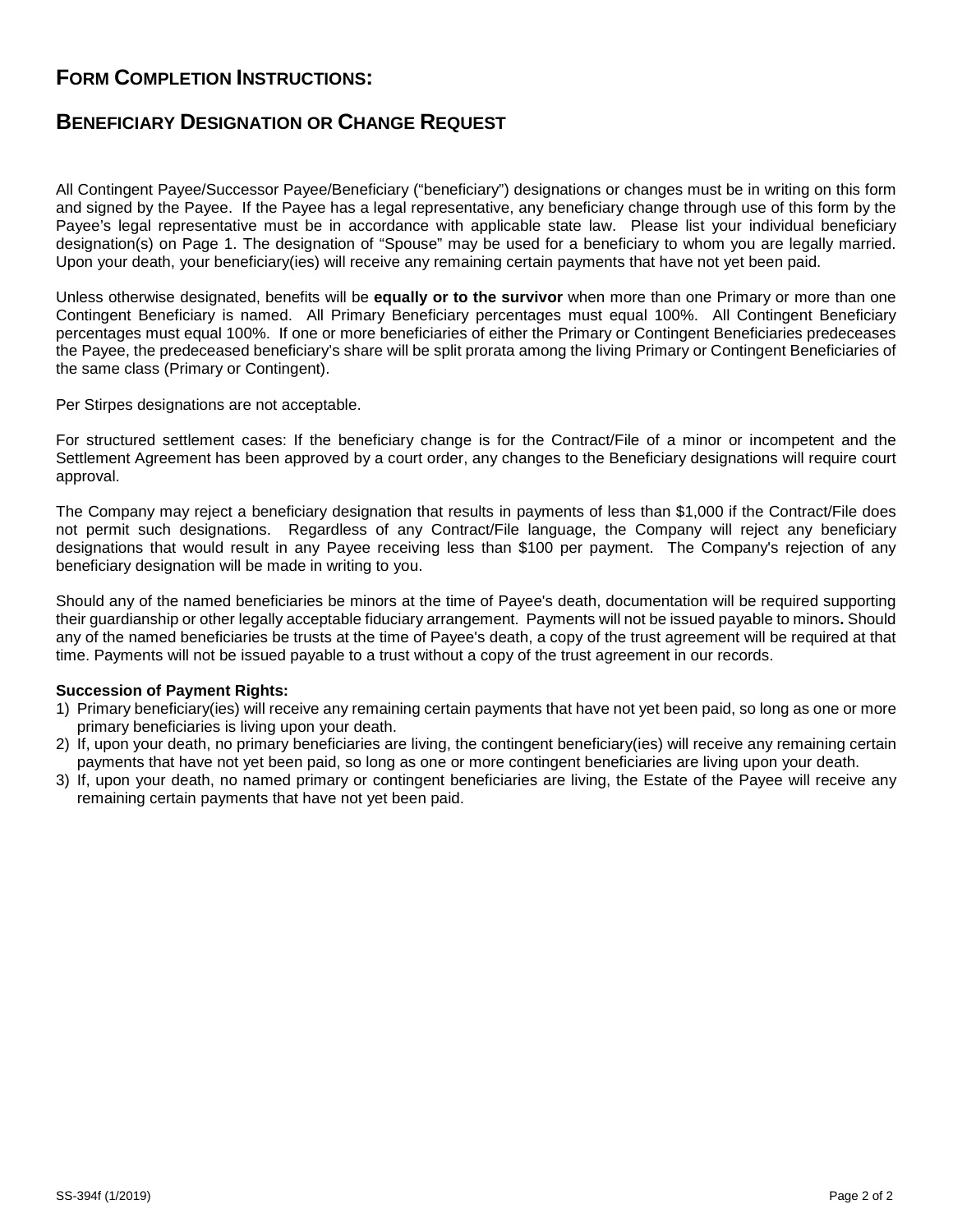## Form Completion Instructions:

## Beneficiary Designation or Change Request

All Contingent Payee/Successor Payee/Beneficiary ("beneficiary") designations or changes must be in writing on this form and signed by the Payee. If the Payee has a legal representative, any beneficiary change through use of this form by the Payee's legal representative must be in accordance with applicable state law. Please list your individual beneficiary designation(s) on Page 1. The designation of "Spouse" may be used for a beneficiary to whom you are legally married. Upon your death, your beneficiary(ies) will receive any remaining certain payments that have not yet been paid.

Unless otherwise designated, benefits will be **equally or to the survivor** when more than one Primary or more than one Contingent Beneficiary is named. All Primary Beneficiary percentages must equal 100%. All Contingent Beneficiary percentages must equal 100%. If one or more beneficiaries of either the Primary or Contingent Beneficiaries predeceases the Payee, the predeceased beneficiary's share will be split prorata among the living Primary or Contingent Beneficiaries of the same class (Primary or Contingent).

Per Stirpes designations are not acceptable.

For structured settlement cases: If the beneficiary change is for the Contract/File of a minor or incompetent and the Settlement Agreement has been approved by a court order, any changes to the Beneficiary designations will require court approval.

The Company may reject a beneficiary designation that results in payments of less than $1,000 if the Contract/File does not permit such designations. Regardless of any Contract/File language, the Company will reject any beneficiary designations that would result in any Payee receiving less than $100 per payment. The Company's rejection of any beneficiary designation will be made in writing to you.

Should any of the named beneficiaries be minors at the time of Payee's death, documentation will be required supporting their guardianship or other legally acceptable fiduciary arrangement. Payments will not be issued payable to minors**.** Should any of the named beneficiaries be trusts at the time of Payee's death, a copy of the trust agreement will be required at that time. Payments will not be issued payable to a trust without a copy of the trust agreement in our records.

**Succession of Payment Rights:**

1) Primary beneficiary(ies) will receive any remaining certain payments that have not yet been paid, so long as one or more primary beneficiaries is living upon your death.
2) If, upon your death, no primary beneficiaries are living, the contingent beneficiary(ies) will receive any remaining certain payments that have not yet been paid, so long as one or more contingent beneficiaries are living upon your death.
3) If, upon your death, no named primary or contingent beneficiaries are living, the Estate of the Payee will receive any remaining certain payments that have not yet been paid.

SS-394f (1/2019)